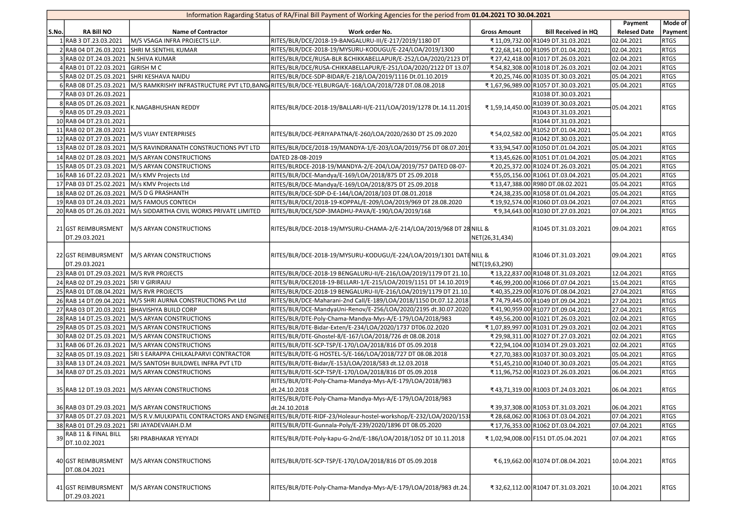Information Regarding Status of RA/Final Bill Payment of Working Agencies for the period from **01.04.2021 TO 30.04.2021**

| S.No. | RA Bill NO | Name of Contractor | Work order No. | Gross Amount | Bill Received in HQ | Payment Relesed Date | Mode of Payment |
|---|---|---|---|---|---|---|---|
| 1 | RAB 3 DT.23.03.2021 | M/S VSAGA INFRA PROJECTS LLP. | RITES/BLR/DCE/2018-19-BANGALURU-III/E-217/2019/1180 DT | ₹ 11,09,732.00 | R1049 DT.31.03.2021 | 02.04.2021 | RTGS |
| 2 | RAB 04 DT.26.03.2021 | SHRI M.SENTHIL KUMAR | RITES/BLR/DCE-2018-19/MYSURU-KODUGU/E-224/LOA/2019/1300 | ₹ 22,68,141.00 | R1095 DT.01.04.2021 | 02.04.2021 | RTGS |
| 3 | RAB 02 DT.24.03.2021 | N.SHIVA KUMAR | RITES/BLR/DCE/RUSA-BLR &CHIKKABELLAPUR/E-252/LOA/2020/2123 DT | ₹ 27,42,418.00 | R1017 DT.26.03.2021 | 02.04.2021 | RTGS |
| 4 | RAB 01 DT.22.03.2021 | GIRISH M C | RITES/BLR/DCE/RUSA-CHIKKABELLAPUR/E-251/LOA/2020/2122 DT 13.07 | ₹ 54,82,308.00 | R1018 DT.26.03.2021 | 02.04.2021 | RTGS |
| 5 | RAB 02 DT.25.03.2021 | SHRI KESHAVA NAIDU | RITES/BLR/DCE-SDP-BIDAR/E-218/LOA/2019/1116 Dt.01.10.2019 | ₹ 20,25,746.00 | R1035 DT.30.03.2021 | 05.04.2021 | RTGS |
| 6 | RAB 08 DT.25.03.2021 | M/S RAMKRISHY INFRASTRUCTURE PVT LTD,BANG | RITES/BLR/DCE-YELBURGA/E-168/LOA/2018/728 DT.08.08.2018 | ₹ 1,67,96,989.00 | R1057 DT.30.03.2021 | 05.04.2021 | RTGS |
| 7 | RAB 03 DT.26.03.2021 | K.NAGABHUSHAN REDDY | RITES/BLR/DCE-2018-19/BALLARI-II/E-211/LOA/2019/1278 Dt.14.11.2019 | ₹ 1,59,14,450.00 | R1038 DT.30.03.2021 | 05.04.2021 | RTGS |
| 8 | RAB 05 DT.26.03.2021 | | | | R1039 DT.30.03.2021 | | |
| 9 | RAB 05 DT.29.03.2021 | | | | R1043 DT.31.03.2021 | | |
| 10 | RAB 04 DT.23.01.2021 | | | | R1044 DT.31.03.2021 | | |
| 11 | RAB 02 DT.28.03.2021 | M/S VIJAY ENTERPRISES | RITES/BLR/DCE-PERIYAPATNA/E-260/LOA/2020/2630 DT 25.09.2020 | ₹ 54,02,582.00 | R1052 DT.01.04.2021 | 05.04.2021 | RTGS |
| 12 | RAB 02 DT.27.03.2021 | | | | R1042 DT.30.03.2021 | | |
| 13 | RAB 02 DT.28.03.2021 | M/S RAVINDRANATH CONSTRUCTIONS PVT LTD | RITES/BLR/DCE/2018-19/MANDYA-1/E-203/LOA/2019/756 DT 08.07.2019 | ₹ 33,94,547.00 | R1050 DT.01.04.2021 | 05.04.2021 | RTGS |
| 14 | RAB 02 DT.28.03.2021 | M/S ARYAN CONSTRUCTIONS | DATED 28-08-2019 | ₹ 13,45,626.00 | R1051 DT.01.04.2021 | 05.04.2021 | RTGS |
| 15 | RAB 05 DT.23.03.2021 | M/S ARYAN CONSTRUCTIONS | RITES/BLRDCE-2018-19/MANDYA-2/E-204/LOA/2019/757 DATED 08-07- | ₹ 20,25,372.00 | R1024 DT.26.03.2021 | 05.04.2021 | RTGS |
| 16 | RAB 16 DT.22.03.2021 | M/s KMV Projects Ltd | RITES/BLR/DCE-Mandya/E-169/LOA/2018/875 DT 25.09.2018 | ₹ 55,05,156.00 | R1061 DT.03.04.2021 | 05.04.2021 | RTGS |
| 17 | PAB 03 DT.25.02.2021 | M/s KMV Projects Ltd | RITES/BLR/DCE-Mandya/E-169/LOA/2018/875 DT 25.09.2018 | ₹ 13,47,388.00 | R980 DT.08.02.2021 | 05.04.2021 | RTGS |
| 18 | RAB 02 DT.26.03.2021 | M/S D G PRASHANTH | RITES/BLR/DCE-SDP-D-E-144/LOA/2018/103 DT.08.01.2018 | ₹ 24,38,235.00 | R1058 DT.01.04.2021 | 05.04.2021 | RTGS |
| 19 | RAB 03 DT.24.03.2021 | M/S FAMOUS CONTECH | RITES/BLR/DCE/2018-19-KOPPAL/E-209/LOA/2019/969 DT 28.08.2020 | ₹ 19,92,574.00 | R1060 DT.03.04.2021 | 07.04.2021 | RTGS |
| 20 | RAB 05 DT.26.03.2021 | M/s SIDDARTHA CIVIL WORKS PRIVATE LIMITED | RITES/BLR/DCE/SDP-3MADHU-PAVA/E-190/LOA/2019/168 | ₹ 9,34,643.00 | R1030 DT.27.03.2021 | 07.04.2021 | RTGS |
| 21 | GST REIMBURSMENT DT.29.03.2021 | M/S ARYAN CONSTRUCTIONS | RITES/BLR/DCE-2018-19/MYSURU-CHAMA-2/E-214/LOA/2019/968 DT 28 | NILL & NET(26,31,434) | R1045 DT.31.03.2021 | 09.04.2021 | RTGS |
| 22 | GST REIMBURSMENT DT.29.03.2021 | M/S ARYAN CONSTRUCTIONS | RITES/BLR/DCE-2018-19/MYSURU-KODUGU/E-224/LOA/2019/1301 DATE | NILL & NET(19,63,290) | R1046 DT.31.03.2021 | 09.04.2021 | RTGS |
| 23 | RAB 01 DT.29.03.2021 | M/S RVR PROJECTS | RITES/BLR/DCE-2018-19 BENGALURU-II/E-216/LOA/2019/1179 DT 21.10. | ₹ 13,22,837.00 | R1048 DT.31.03.2021 | 12.04.2021 | RTGS |
| 24 | RAB 02 DT.29.03.2021 | SRI V GIRIRAJU | RITES/BLR/DCE2018-19-BELLARI-1/E-215/LOA/2019/1151 DT 14.10.2019 | ₹ 46,99,200.00 | R1066 DT.07.04.2021 | 15.04.2021 | RTGS |
| 25 | RAB 01 DT.08.04.2021 | M/S RVR PROJECTS | RITES/BLR/DCE-2018-19 BENGALURU-II/E-216/LOA/2019/1179 DT 21.10. | ₹ 40,35,229.00 | R1076 DT.08.04.2021 | 27.04.2021 | RTGS |
| 26 | RAB 14 DT.09.04.2021 | M/S SHRI AURNA CONSTRUCTIONS Pvt Ltd | RITES/BLR/DCE-Maharani-2nd Call/E-189/LOA/2018/1150 Dt.07.12.2018 | ₹ 74,79,445.00 | R1049 DT.09.04.2021 | 27.04.2021 | RTGS |
| 27 | RAB 03 DT.20.03.2021 | BHAVISHYA BUILD CORP | RITES/BLR/DCE-MandyaUni-Renov/E-256/LOA/2020/2195 dt.30.07.2020 | ₹ 41,90,959.00 | R1077 DT.09.04.2021 | 27.04.2021 | RTGS |
| 28 | RAB 14 DT.25.03.2021 | M/S ARYAN CONSTRUCTIONS | RITES/BLR/DTE-Poly-Chama-Mandya-Mys-A/E-179/LOA/2018/983 | ₹ 49,56,200.00 | R1021 DT.26.03.2021 | 02.04.2021 | RTGS |
| 29 | RAB 05 DT.25.03.2021 | M/S ARYAN CONSTRUCTIONS | RITES/BLR/DTE-Bidar-Exten/E-234/LOA/2020/1737 DT06.02.2020 | ₹ 1,07,89,997.00 | R1031 DT.29.03.2021 | 02.04.2021 | RTGS |
| 30 | RAB 02 DT.25.03.2021 | M/S ARYAN CONSTRUCTIONS | RITES/BLR/DTE-Ghostel-8/E-167/LOA/2018/726 dt 08.08.2018 | ₹ 29,98,311.00 | R1027 DT.27.03.2021 | 02.04.2021 | RTGS |
| 31 | RAB 06 DT.26.03.2021 | M/S ARYAN CONSTRUCTIONS | RITES/BLR/DTE-SCP-TSP/E-170/LOA/2018/816 DT 05.09.2018 | ₹ 22,94,104.00 | R1034 DT.29.03.2021 | 02.04.2021 | RTGS |
| 32 | RAB 05 DT.19.03.2021 | SRI S EARAPPA CHILKALPARVI CONTRACTOR | RITES/BLR/DTE-G HOSTEL-5/E-166/LOA/2018/727 DT 08.08.2018 | ₹ 27,70,383.00 | R1037 DT.30.03.2021 | 05.04.2021 | RTGS |
| 33 | RAB 13 DT.24.03.2021 | M/S SANTOSH BUILDWEL INFRA PVT LTD | RITES/BLR/DTE-Bidar/E-153/LOA/2018/583 dt.12.03.2018 | ₹ 51,45,210.00 | R1040 DT.30.03.2021 | 05.04.2021 | RTGS |
| 34 | RAB 07 DT.25.03.2021 | M/S ARYAN CONSTRUCTIONS | RITES/BLR/DTE-SCP-TSP/E-170/LOA/2018/816 DT 05.09.2018 | ₹ 11,96,752.00 | R1023 DT.26.03.2021 | 06.04.2021 | RTGS |
| 35 | RAB 12 DT.19.03.2021 | M/S ARYAN CONSTRUCTIONS | RITES/BLR/DTE-Poly-Chama-Mandya-Mys-A/E-179/LOA/2018/983 dt.24.10.2018 | ₹ 43,71,319.00 | R1003 DT.24.03.2021 | 06.04.2021 | RTGS |
| 36 | RAB 03 DT.29.03.2021 | M/S ARYAN CONSTRUCTIONS | RITES/BLR/DTE-Poly-Chama-Mandya-Mys-A/E-179/LOA/2018/983 dt.24.10.2018 | ₹ 39,37,308.00 | R1053 DT.31.03.2021 | 06.04.2021 | RTGS |
| 37 | RAB 05 DT.27.03.2021 | M/S R.V.MULKIPATIL CONTRACTORS AND ENGINEE | RITES/BLR/DTE-RIDF-23/Holeaur-hostel-workshop/E-232/LOA/2020/153 | ₹ 28,68,062.00 | R1063 DT.03.04.2021 | 07.04.2021 | RTGS |
| 38 | RAB 01 DT.29.03.2021 | SRI JAYADEVAIAH.D.M | RITES/BLR/DTE-Gunnala-Poly/E-239/2020/1896 DT 08.05.2020 | ₹ 17,76,353.00 | R1062 DT.03.04.2021 | 07.04.2021 | RTGS |
| 39 | RAB 11 & FINAL BILL DT.10.02.2021 | SRI PRABHAKAR YEYYADI | RITES/BLR/DTE-Poly-kapu-G-2nd/E-186/LOA/2018/1052 DT 10.11.2018 | ₹ 1,02,94,008.00 | F151 DT.05.04.2021 | 07.04.2021 | RTGS |
| 40 | GST REIMBURSMENT DT.08.04.2021 | M/S ARYAN CONSTRUCTIONS | RITES/BLR/DTE-SCP-TSP/E-170/LOA/2018/816 DT 05.09.2018 | ₹ 6,19,662.00 | R1074 DT.08.04.2021 | 10.04.2021 | RTGS |
| 41 | GST REIMBURSMENT DT.29.03.2021 | M/S ARYAN CONSTRUCTIONS | RITES/BLR/DTE-Poly-Chama-Mandya-Mys-A/E-179/LOA/2018/983 dt.24. | ₹ 32,62,112.00 | R1047 DT.31.03.2021 | 10.04.2021 | RTGS |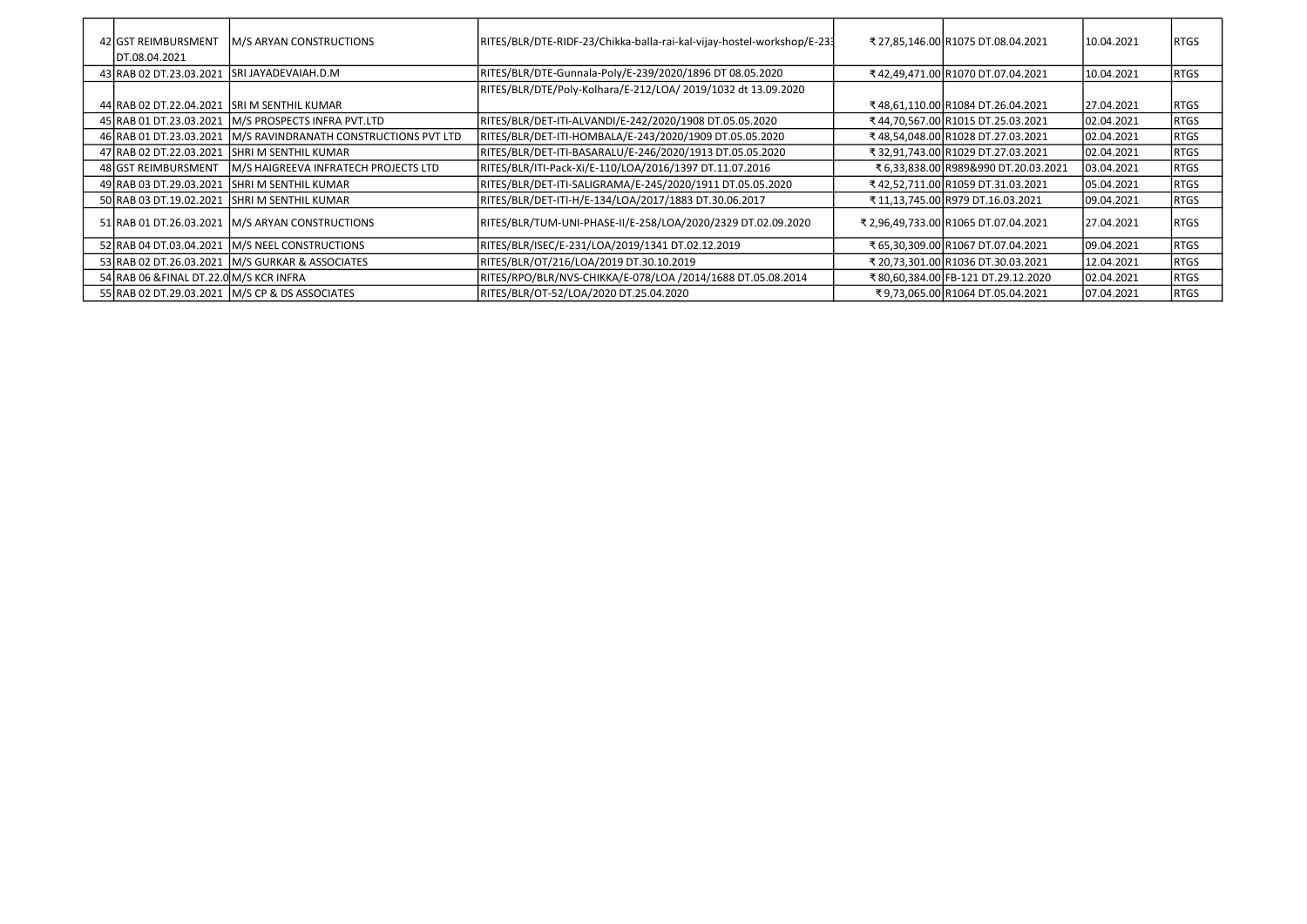| | | | | | | | |
|---|---|---|---|---|---|---|---|
| 42 | GST REIMBURSMENT DT.08.04.2021 | M/S ARYAN CONSTRUCTIONS | RITES/BLR/DTE-RIDF-23/Chikka-balla-rai-kal-vijay-hostel-workshop/E-233 | ₹ 27,85,146.00 | R1075 DT.08.04.2021 | 10.04.2021 | RTGS |
| 43 | RAB 02 DT.23.03.2021 | SRI JAYADEVAIAH.D.M | RITES/BLR/DTE-Gunnala-Poly/E-239/2020/1896 DT 08.05.2020 | ₹ 42,49,471.00 | R1070 DT.07.04.2021 | 10.04.2021 | RTGS |
| 44 | RAB 02 DT.22.04.2021 | SRI M SENTHIL KUMAR | RITES/BLR/DTE/Poly-Kolhara/E-212/LOA/ 2019/1032 dt 13.09.2020 | ₹ 48,61,110.00 | R1084 DT.26.04.2021 | 27.04.2021 | RTGS |
| 45 | RAB 01 DT.23.03.2021 | M/S PROSPECTS INFRA PVT.LTD | RITES/BLR/DET-ITI-ALVANDI/E-242/2020/1908 DT.05.05.2020 | ₹ 44,70,567.00 | R1015 DT.25.03.2021 | 02.04.2021 | RTGS |
| 46 | RAB 01 DT.23.03.2021 | M/S RAVINDRANATH CONSTRUCTIONS PVT LTD | RITES/BLR/DET-ITI-HOMBALA/E-243/2020/1909 DT.05.05.2020 | ₹ 48,54,048.00 | R1028 DT.27.03.2021 | 02.04.2021 | RTGS |
| 47 | RAB 02 DT.22.03.2021 | SHRI M SENTHIL KUMAR | RITES/BLR/DET-ITI-BASARALU/E-246/2020/1913 DT.05.05.2020 | ₹ 32,91,743.00 | R1029 DT.27.03.2021 | 02.04.2021 | RTGS |
| 48 | GST REIMBURSMENT | M/S HAIGREEVA INFRATECH PROJECTS LTD | RITES/BLR/ITI-Pack-Xi/E-110/LOA/2016/1397 DT.11.07.2016 | ₹ 6,33,838.00 | R989&990 DT.20.03.2021 | 03.04.2021 | RTGS |
| 49 | RAB 03 DT.29.03.2021 | SHRI M SENTHIL KUMAR | RITES/BLR/DET-ITI-SALIGRAMA/E-245/2020/1911 DT.05.05.2020 | ₹ 42,52,711.00 | R1059 DT.31.03.2021 | 05.04.2021 | RTGS |
| 50 | RAB 03 DT.19.02.2021 | SHRI M SENTHIL KUMAR | RITES/BLR/DET-ITI-H/E-134/LOA/2017/1883 DT.30.06.2017 | ₹ 11,13,745.00 | R979 DT.16.03.2021 | 09.04.2021 | RTGS |
| 51 | RAB 01 DT.26.03.2021 | M/S ARYAN CONSTRUCTIONS | RITES/BLR/TUM-UNI-PHASE-II/E-258/LOA/2020/2329 DT.02.09.2020 | ₹ 2,96,49,733.00 | R1065 DT.07.04.2021 | 27.04.2021 | RTGS |
| 52 | RAB 04 DT.03.04.2021 | M/S NEEL CONSTRUCTIONS | RITES/BLR/ISEC/E-231/LOA/2019/1341 DT.02.12.2019 | ₹ 65,30,309.00 | R1067 DT.07.04.2021 | 09.04.2021 | RTGS |
| 53 | RAB 02 DT.26.03.2021 | M/S GURKAR & ASSOCIATES | RITES/BLR/OT/216/LOA/2019 DT.30.10.2019 | ₹ 20,73,301.00 | R1036 DT.30.03.2021 | 12.04.2021 | RTGS |
| 54 | RAB 06 &FINAL DT.22.0 | M/S KCR INFRA | RITES/RPO/BLR/NVS-CHIKKA/E-078/LOA /2014/1688 DT.05.08.2014 | ₹ 80,60,384.00 | FB-121 DT.29.12.2020 | 02.04.2021 | RTGS |
| 55 | RAB 02 DT.29.03.2021 | M/S CP & DS ASSOCIATES | RITES/BLR/OT-52/LOA/2020 DT.25.04.2020 | ₹ 9,73,065.00 | R1064 DT.05.04.2021 | 07.04.2021 | RTGS |